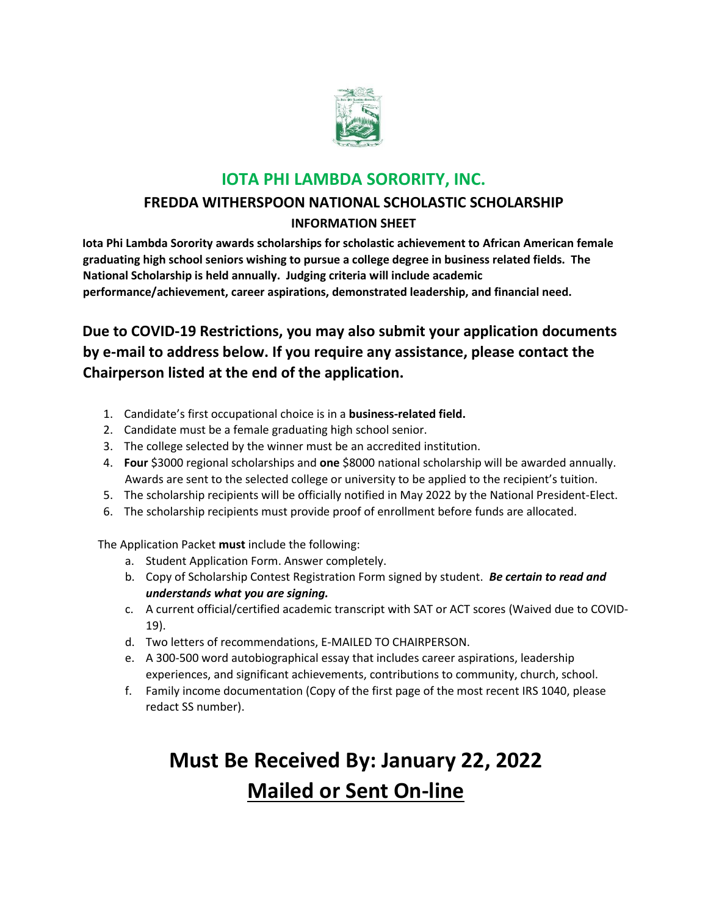# IOTA PHI LAMBDA SORORITY, INC.

## FREDDA WITHERSPOON NATIONAL SCHOLASTIC SCHOLARSHIP

### INFORMATION SHEET

**Iota Phi Lambda Sorority awards scholarships for scholastic achievement to African American female graduating high school seniors wishing to pursue a college degree in business related fields. The National Scholarship is held annually. Judging criteria will include academic performance/achievement, career aspirations, demonstrated leadership, and financial need.**

**Due to COVID-19 Restrictions, you may also submit your application documents by e-mail to address below. If you require any assistance, please contact the Chairperson listed at the end of the application.**

1. Candidate's first occupational choice is in a **business-related field.**
2. Candidate must be a female graduating high school senior.
3. The college selected by the winner must be an accredited institution.
4. **Four** $3000 regional scholarships and **one** $8000 national scholarship will be awarded annually. Awards are sent to the selected college or university to be applied to the recipient's tuition.
5. The scholarship recipients will be officially notified in May 2022 by the National President-Elect.
6. The scholarship recipients must provide proof of enrollment before funds are allocated.

The Application Packet **must** include the following:

a. Student Application Form. Answer completely.
b. Copy of Scholarship Contest Registration Form signed by student. ***Be certain to read and understands what you are signing.***
c. A current official/certified academic transcript with SAT or ACT scores (Waived due to COVID-19).
d. Two letters of recommendations, E-MAILED TO CHAIRPERSON.
e. A 300-500 word autobiographical essay that includes career aspirations, leadership experiences, and significant achievements, contributions to community, church, school.
f. Family income documentation (Copy of the first page of the most recent IRS 1040, please redact SS number).

# Must Be Received By: January 22, 2022

# <u>Mailed or Sent On-line</u>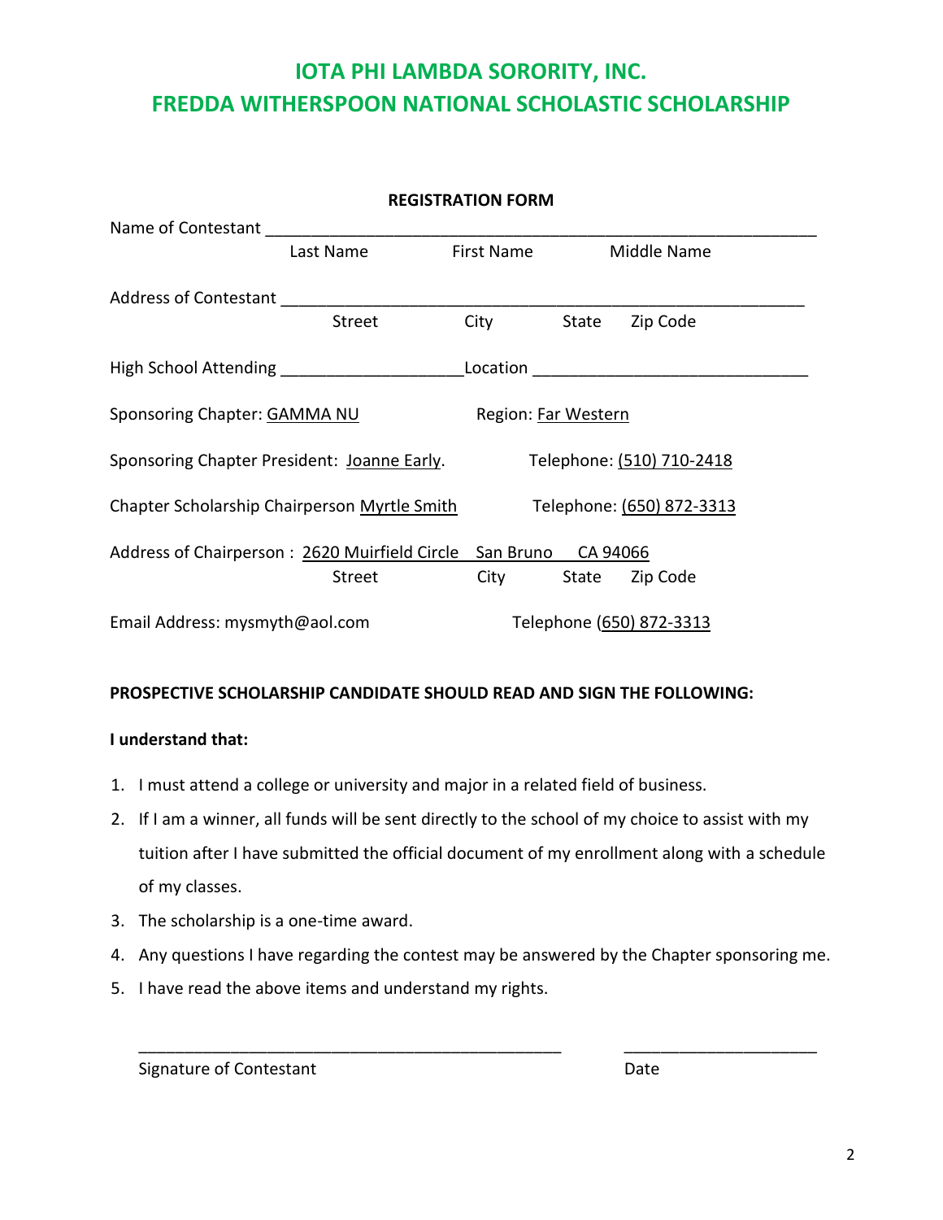# IOTA PHI LAMBDA SORORITY, INC.
# FREDDA WITHERSPOON NATIONAL SCHOLASTIC SCHOLARSHIP

**REGISTRATION FORM**

Name of Contestant ___________________________________________________________

Last Name First Name Middle Name

Address of Contestant _________________________________________________________

Street City State Zip Code

High School Attending ____________________ Location ______________________________

Sponsoring Chapter: GAMMA NU Region: Far Western

Sponsoring Chapter President: Joanne Early. Telephone: (510) 710-2418

Chapter Scholarship Chairperson Myrtle Smith Telephone: (650) 872-3313

Address of Chairperson : 2620 Muirfield Circle San Bruno CA 94066

Street City State Zip Code

Email Address: mysmyth@aol.com Telephone (650) 872-3313

**PROSPECTIVE SCHOLARSHIP CANDIDATE SHOULD READ AND SIGN THE FOLLOWING:**

**I understand that:**

1. I must attend a college or university and major in a related field of business.
2. If I am a winner, all funds will be sent directly to the school of my choice to assist with my tuition after I have submitted the official document of my enrollment along with a schedule of my classes.
3. The scholarship is a one-time award.
4. Any questions I have regarding the contest may be answered by the Chapter sponsoring me.
5. I have read the above items and understand my rights.

_______________________________________________ _____________________

Signature of Contestant Date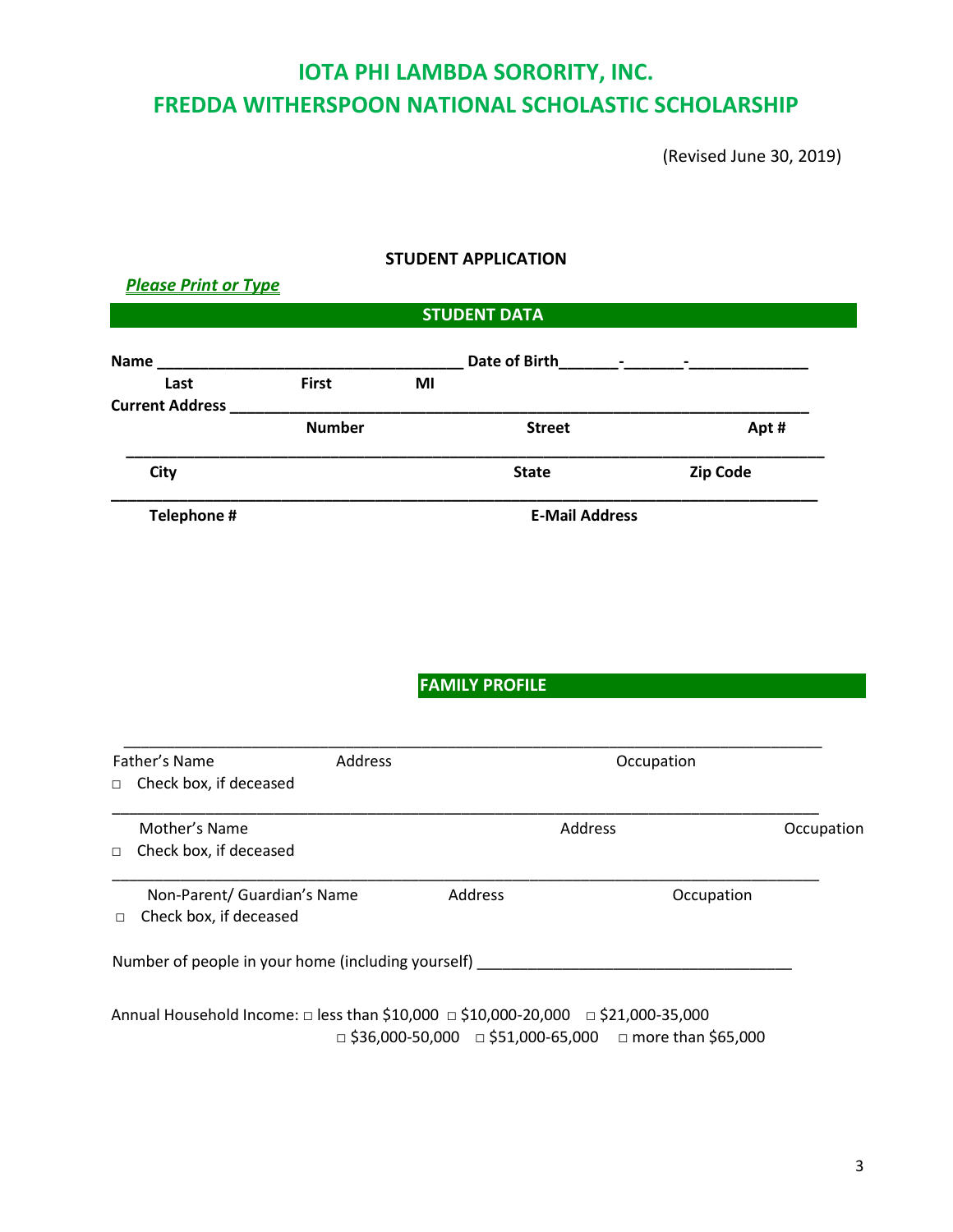# IOTA PHI LAMBDA SORORITY, INC.
# FREDDA WITHERSPOON NATIONAL SCHOLASTIC SCHOLARSHIP

(Revised June 30, 2019)

**STUDENT APPLICATION**

***Please Print or Type***

## STUDENT DATA

**Name** ___________________________________ **Date of Birth**_______-_______-______________

**Last** **First** **MI**

**Current Address** ___________________________________________________________________________

**Number** **Street** **Apt #**

___________________________________________________________________________

**City** **State** **Zip Code**

___________________________________________________________________________

**Telephone #** **E-Mail Address**

## FAMILY PROFILE

___________________________________________________________________________

Father's Name Address Occupation

□ Check box, if deceased

___________________________________________________________________________

Mother's Name Address Occupation

□ Check box, if deceased

___________________________________________________________________________

Non-Parent/ Guardian's Name Address Occupation

□ Check box, if deceased

Number of people in your home (including yourself) ____________________________________

Annual Household Income: □ less than $10,000 □ $10,000-20,000 □ $21,000-35,000
□ $36,000-50,000 □ $51,000-65,000 □ more than $65,000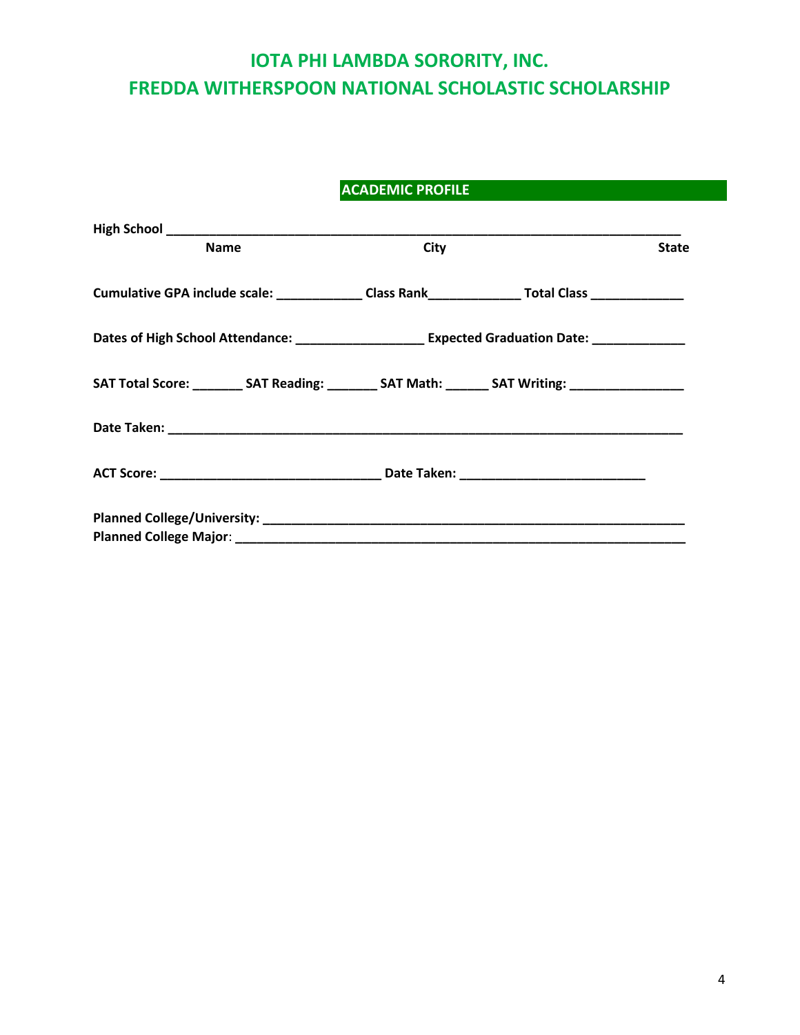# IOTA PHI LAMBDA SORORITY, INC.
# FREDDA WITHERSPOON NATIONAL SCHOLASTIC SCHOLARSHIP

## ACADEMIC PROFILE

**High School** ___________________________________________________________________________

**Name** **City** **State**

**Cumulative GPA include scale:** ____________ **Class Rank**_____________ **Total Class** _____________

**Dates of High School Attendance:** __________________ **Expected Graduation Date:** _____________

**SAT Total Score:** _______ **SAT Reading:** _______ **SAT Math:** ______ **SAT Writing:** ________________

**Date Taken:** ___________________________________________________________________________

**ACT Score:** _______________________________ **Date Taken:** __________________________

**Planned College/University:** _______________________________________________________________

**Planned College Major**: ____________________________________________________________________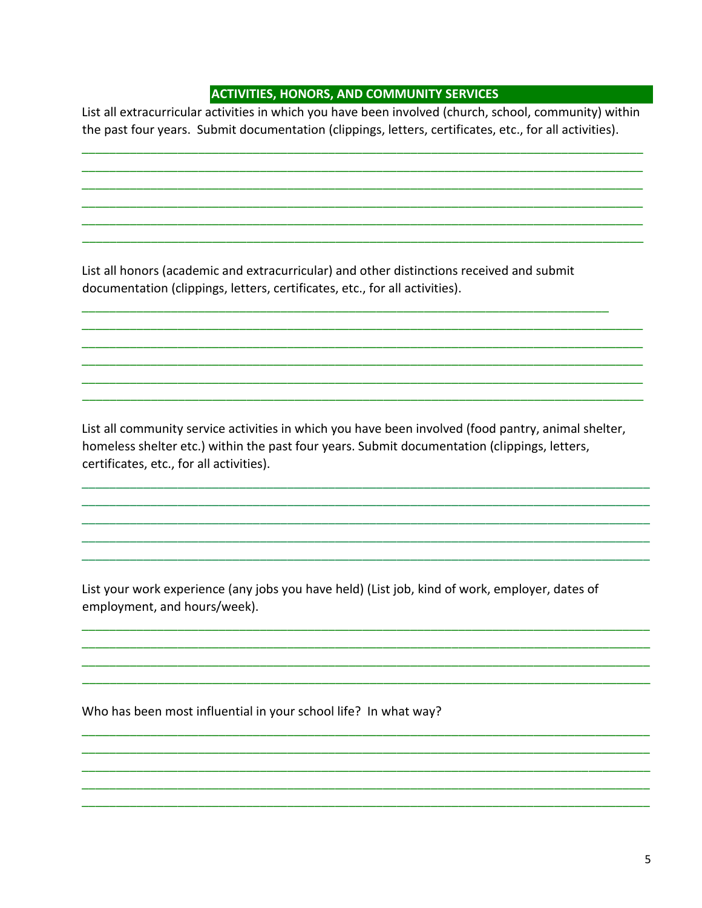## ACTIVITIES, HONORS, AND COMMUNITY SERVICES

List all extracurricular activities in which you have been involved (church, school, community) within the past four years. Submit documentation (clippings, letters, certificates, etc., for all activities).

______________________________________________________________________________
______________________________________________________________________________
______________________________________________________________________________
______________________________________________________________________________
______________________________________________________________________________
______________________________________________________________________________

List all honors (academic and extracurricular) and other distinctions received and submit documentation (clippings, letters, certificates, etc., for all activities).

_________________________________________________________________________
______________________________________________________________________________
______________________________________________________________________________
______________________________________________________________________________
______________________________________________________________________________
______________________________________________________________________________

List all community service activities in which you have been involved (food pantry, animal shelter, homeless shelter etc.) within the past four years. Submit documentation (clippings, letters, certificates, etc., for all activities).

______________________________________________________________________________
______________________________________________________________________________
______________________________________________________________________________
______________________________________________________________________________
______________________________________________________________________________

List your work experience (any jobs you have held) (List job, kind of work, employer, dates of employment, and hours/week).

______________________________________________________________________________
______________________________________________________________________________
______________________________________________________________________________
______________________________________________________________________________

Who has been most influential in your school life? In what way?

______________________________________________________________________________
______________________________________________________________________________
______________________________________________________________________________
______________________________________________________________________________
______________________________________________________________________________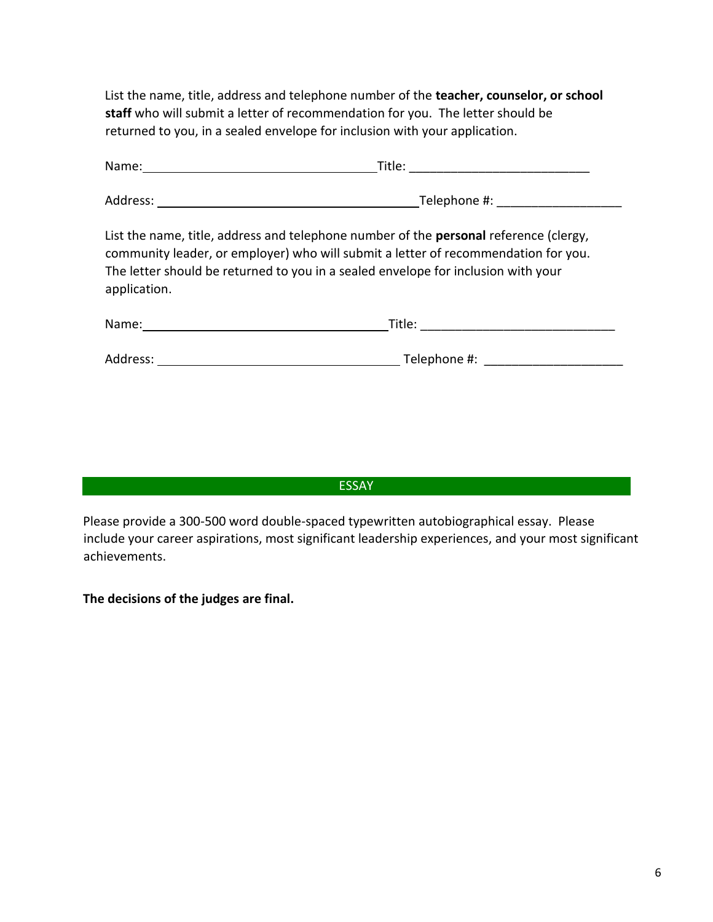List the name, title, address and telephone number of the **teacher, counselor, or school staff** who will submit a letter of recommendation for you. The letter should be returned to you, in a sealed envelope for inclusion with your application.

Name:__________________________________Title: ___________________________

Address: ______________________________________Telephone #: __________________

List the name, title, address and telephone number of the **personal** reference (clergy, community leader, or employer) who will submit a letter of recommendation for you. The letter should be returned to you in a sealed envelope for inclusion with your application.

Name:____________________________________Title: ____________________________

Address: ___________________________________ Telephone #: ____________________

## ESSAY

Please provide a 300-500 word double-spaced typewritten autobiographical essay. Please include your career aspirations, most significant leadership experiences, and your most significant achievements.

**The decisions of the judges are final.**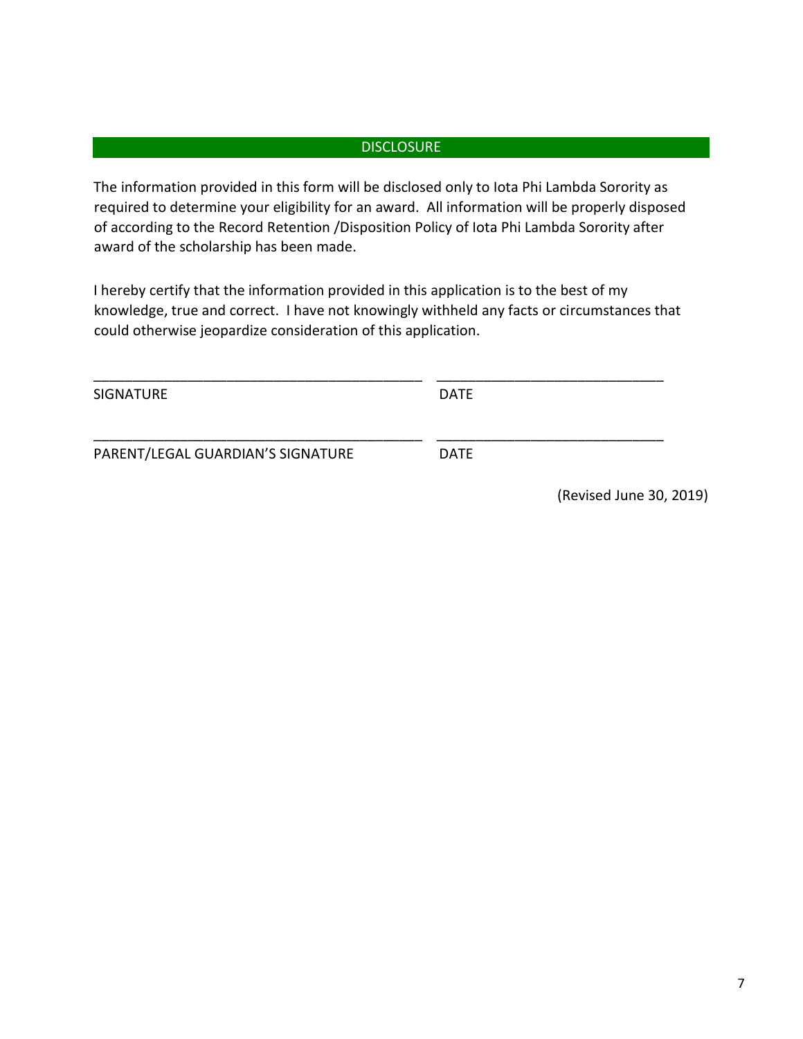## DISCLOSURE

The information provided in this form will be disclosed only to Iota Phi Lambda Sorority as required to determine your eligibility for an award. All information will be properly disposed of according to the Record Retention /Disposition Policy of Iota Phi Lambda Sorority after award of the scholarship has been made.

I hereby certify that the information provided in this application is to the best of my knowledge, true and correct. I have not knowingly withheld any facts or circumstances that could otherwise jeopardize consideration of this application.

___________________________________________ _____________________________

SIGNATURE DATE

___________________________________________ _____________________________

PARENT/LEGAL GUARDIAN'S SIGNATURE DATE

(Revised June 30, 2019)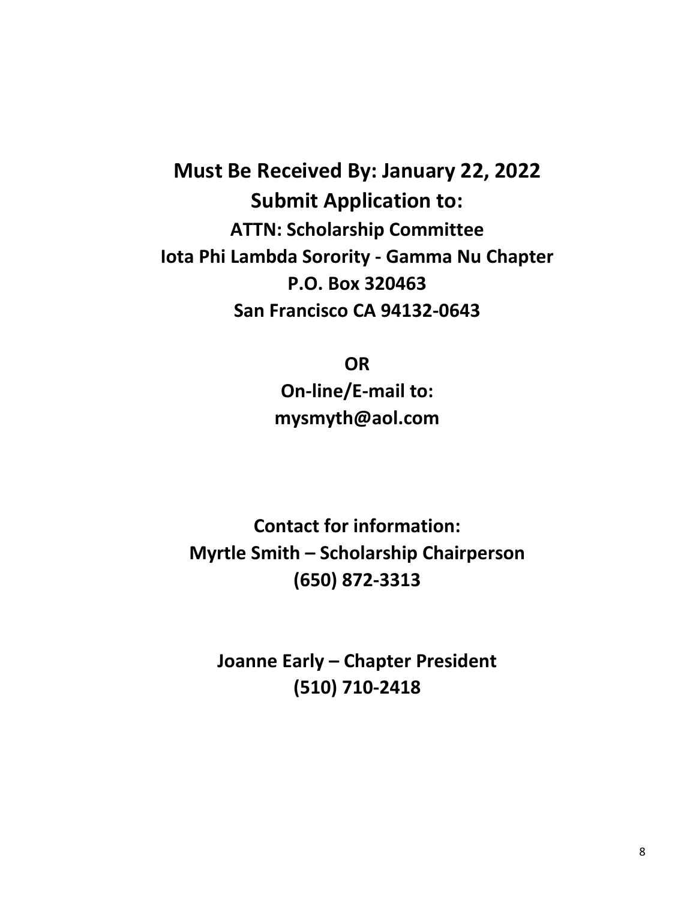**Must Be Received By: January 22, 2022**

**Submit Application to:**

**ATTN: Scholarship Committee**
**Iota Phi Lambda Sorority - Gamma Nu Chapter**
**P.O. Box 320463**
**San Francisco CA 94132-0643**

**OR**

**On-line/E-mail to:**
**mysmyth@aol.com**

**Contact for information:**
**Myrtle Smith – Scholarship Chairperson**
**(650) 872-3313**

**Joanne Early – Chapter President**
**(510) 710-2418**